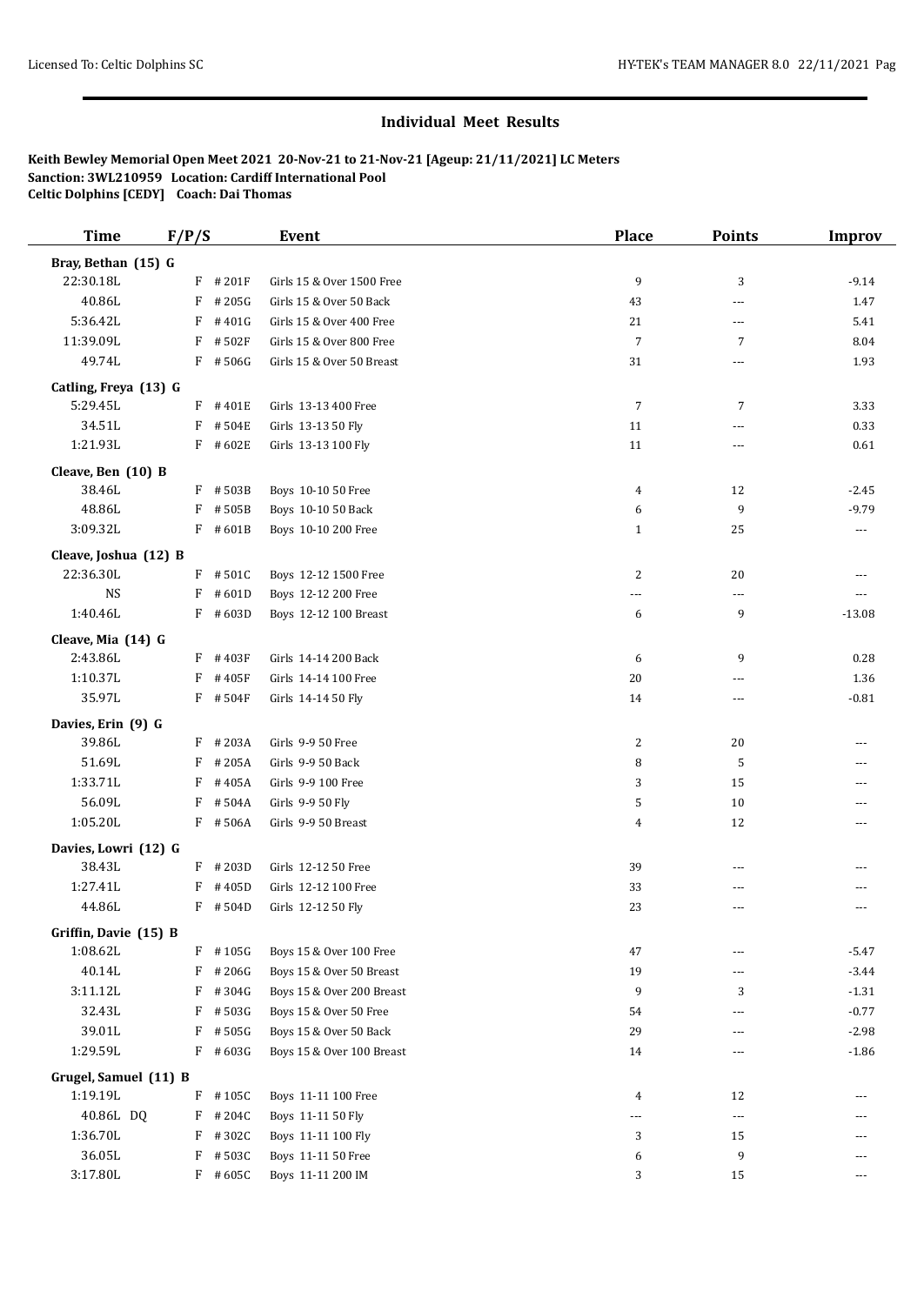## Individual Meet Results

**Keith Bewley Memorial Open Meet 2021 20-Nov-21 to 21-Nov-21 [Ageup: 21/11/2021] LC Meters**
**Sanction: 3WL210959 Location: Cardiff International Pool**
**Celtic Dolphins [CEDY] Coach: Dai Thomas**

| Time | F/P/S | | Event | Place | Points | Improv |
|---|---|---|---|---|---|---|
| **Bray, Bethan (15) G** | | | | | | |
| 22:30.18L | F | #201F | Girls 15 & Over 1500 Free | 9 | 3 | -9.14 |
| 40.86L | F | #205G | Girls 15 & Over 50 Back | 43 | --- | 1.47 |
| 5:36.42L | F | #401G | Girls 15 & Over 400 Free | 21 | --- | 5.41 |
| 11:39.09L | F | #502F | Girls 15 & Over 800 Free | 7 | 7 | 8.04 |
| 49.74L | F | #506G | Girls 15 & Over 50 Breast | 31 | --- | 1.93 |
| **Catling, Freya (13) G** | | | | | | |
| 5:29.45L | F | #401E | Girls 13-13 400 Free | 7 | 7 | 3.33 |
| 34.51L | F | #504E | Girls 13-13 50 Fly | 11 | --- | 0.33 |
| 1:21.93L | F | #602E | Girls 13-13 100 Fly | 11 | --- | 0.61 |
| **Cleave, Ben (10) B** | | | | | | |
| 38.46L | F | #503B | Boys 10-10 50 Free | 4 | 12 | -2.45 |
| 48.86L | F | #505B | Boys 10-10 50 Back | 6 | 9 | -9.79 |
| 3:09.32L | F | #601B | Boys 10-10 200 Free | 1 | 25 | --- |
| **Cleave, Joshua (12) B** | | | | | | |
| 22:36.30L | F | #501C | Boys 12-12 1500 Free | 2 | 20 | --- |
| NS | F | #601D | Boys 12-12 200 Free | --- | --- | --- |
| 1:40.46L | F | #603D | Boys 12-12 100 Breast | 6 | 9 | -13.08 |
| **Cleave, Mia (14) G** | | | | | | |
| 2:43.86L | F | #403F | Girls 14-14 200 Back | 6 | 9 | 0.28 |
| 1:10.37L | F | #405F | Girls 14-14 100 Free | 20 | --- | 1.36 |
| 35.97L | F | #504F | Girls 14-14 50 Fly | 14 | --- | -0.81 |
| **Davies, Erin (9) G** | | | | | | |
| 39.86L | F | #203A | Girls 9-9 50 Free | 2 | 20 | --- |
| 51.69L | F | #205A | Girls 9-9 50 Back | 8 | 5 | --- |
| 1:33.71L | F | #405A | Girls 9-9 100 Free | 3 | 15 | --- |
| 56.09L | F | #504A | Girls 9-9 50 Fly | 5 | 10 | --- |
| 1:05.20L | F | #506A | Girls 9-9 50 Breast | 4 | 12 | --- |
| **Davies, Lowri (12) G** | | | | | | |
| 38.43L | F | #203D | Girls 12-12 50 Free | 39 | --- | --- |
| 1:27.41L | F | #405D | Girls 12-12 100 Free | 33 | --- | --- |
| 44.86L | F | #504D | Girls 12-12 50 Fly | 23 | --- | --- |
| **Griffin, Davie (15) B** | | | | | | |
| 1:08.62L | F | #105G | Boys 15 & Over 100 Free | 47 | --- | -5.47 |
| 40.14L | F | #206G | Boys 15 & Over 50 Breast | 19 | --- | -3.44 |
| 3:11.12L | F | #304G | Boys 15 & Over 200 Breast | 9 | 3 | -1.31 |
| 32.43L | F | #503G | Boys 15 & Over 50 Free | 54 | --- | -0.77 |
| 39.01L | F | #505G | Boys 15 & Over 50 Back | 29 | --- | -2.98 |
| 1:29.59L | F | #603G | Boys 15 & Over 100 Breast | 14 | --- | -1.86 |
| **Grugel, Samuel (11) B** | | | | | | |
| 1:19.19L | F | #105C | Boys 11-11 100 Free | 4 | 12 | --- |
| 40.86L DQ | F | #204C | Boys 11-11 50 Fly | --- | --- | --- |
| 1:36.70L | F | #302C | Boys 11-11 100 Fly | 3 | 15 | --- |
| 36.05L | F | #503C | Boys 11-11 50 Free | 6 | 9 | --- |
| 3:17.80L | F | #605C | Boys 11-11 200 IM | 3 | 15 | --- |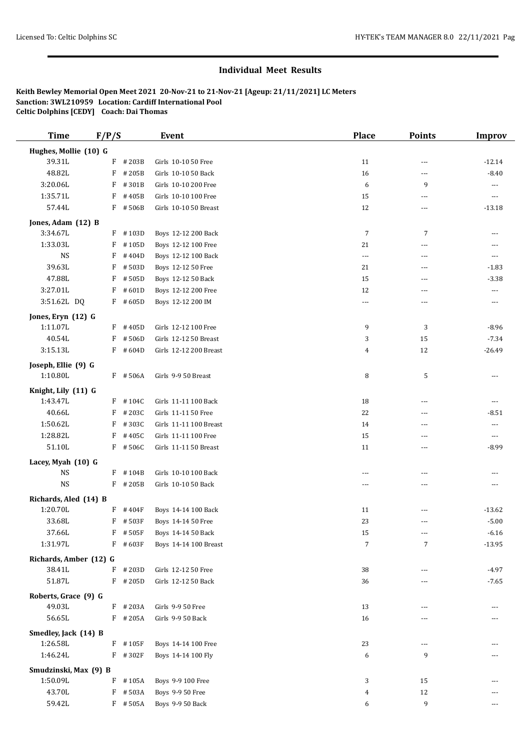## Individual Meet Results

**Keith Bewley Memorial Open Meet 2021 20-Nov-21 to 21-Nov-21 [Ageup: 21/11/2021] LC Meters**
**Sanction: 3WL210959 Location: Cardiff International Pool**
**Celtic Dolphins [CEDY] Coach: Dai Thomas**

| Time | F/P/S | | Event | Place | Points | Improv |
|---|---|---|---|---|---|---|
| **Hughes, Mollie (10) G** | | | | | | |
| 39.31L | F | #203B | Girls 10-10 50 Free | 11 | --- | -12.14 |
| 48.82L | F | #205B | Girls 10-10 50 Back | 16 | --- | -8.40 |
| 3:20.06L | F | #301B | Girls 10-10 200 Free | 6 | 9 | --- |
| 1:35.71L | F | #405B | Girls 10-10 100 Free | 15 | --- | --- |
| 57.44L | F | #506B | Girls 10-10 50 Breast | 12 | --- | -13.18 |
| **Jones, Adam (12) B** | | | | | | |
| 3:34.67L | F | #103D | Boys 12-12 200 Back | 7 | 7 | --- |
| 1:33.03L | F | #105D | Boys 12-12 100 Free | 21 | --- | --- |
| NS | F | #404D | Boys 12-12 100 Back | --- | --- | --- |
| 39.63L | F | #503D | Boys 12-12 50 Free | 21 | --- | -1.83 |
| 47.88L | F | #505D | Boys 12-12 50 Back | 15 | --- | -3.38 |
| 3:27.01L | F | #601D | Boys 12-12 200 Free | 12 | --- | --- |
| 3:51.62L DQ | F | #605D | Boys 12-12 200 IM | --- | --- | --- |
| **Jones, Eryn (12) G** | | | | | | |
| 1:11.07L | F | #405D | Girls 12-12 100 Free | 9 | 3 | -8.96 |
| 40.54L | F | #506D | Girls 12-12 50 Breast | 3 | 15 | -7.34 |
| 3:15.13L | F | #604D | Girls 12-12 200 Breast | 4 | 12 | -26.49 |
| **Joseph, Ellie (9) G** | | | | | | |
| 1:10.80L | F | #506A | Girls 9-9 50 Breast | 8 | 5 | --- |
| **Knight, Lily (11) G** | | | | | | |
| 1:43.47L | F | #104C | Girls 11-11 100 Back | 18 | --- | --- |
| 40.66L | F | #203C | Girls 11-11 50 Free | 22 | --- | -8.51 |
| 1:50.62L | F | #303C | Girls 11-11 100 Breast | 14 | --- | --- |
| 1:28.82L | F | #405C | Girls 11-11 100 Free | 15 | --- | --- |
| 51.10L | F | #506C | Girls 11-11 50 Breast | 11 | --- | -8.99 |
| **Lacey, Myah (10) G** | | | | | | |
| NS | F | #104B | Girls 10-10 100 Back | --- | --- | --- |
| NS | F | #205B | Girls 10-10 50 Back | --- | --- | --- |
| **Richards, Aled (14) B** | | | | | | |
| 1:20.70L | F | #404F | Boys 14-14 100 Back | 11 | --- | -13.62 |
| 33.68L | F | #503F | Boys 14-14 50 Free | 23 | --- | -5.00 |
| 37.66L | F | #505F | Boys 14-14 50 Back | 15 | --- | -6.16 |
| 1:31.97L | F | #603F | Boys 14-14 100 Breast | 7 | 7 | -13.95 |
| **Richards, Amber (12) G** | | | | | | |
| 38.41L | F | #203D | Girls 12-12 50 Free | 38 | --- | -4.97 |
| 51.87L | F | #205D | Girls 12-12 50 Back | 36 | --- | -7.65 |
| **Roberts, Grace (9) G** | | | | | | |
| 49.03L | F | #203A | Girls 9-9 50 Free | 13 | --- | --- |
| 56.65L | F | #205A | Girls 9-9 50 Back | 16 | --- | --- |
| **Smedley, Jack (14) B** | | | | | | |
| 1:26.58L | F | #105F | Boys 14-14 100 Free | 23 | --- | --- |
| 1:46.24L | F | #302F | Boys 14-14 100 Fly | 6 | 9 | --- |
| **Smudzinski, Max (9) B** | | | | | | |
| 1:50.09L | F | #105A | Boys 9-9 100 Free | 3 | 15 | --- |
| 43.70L | F | #503A | Boys 9-9 50 Free | 4 | 12 | --- |
| 59.42L | F | #505A | Boys 9-9 50 Back | 6 | 9 | --- |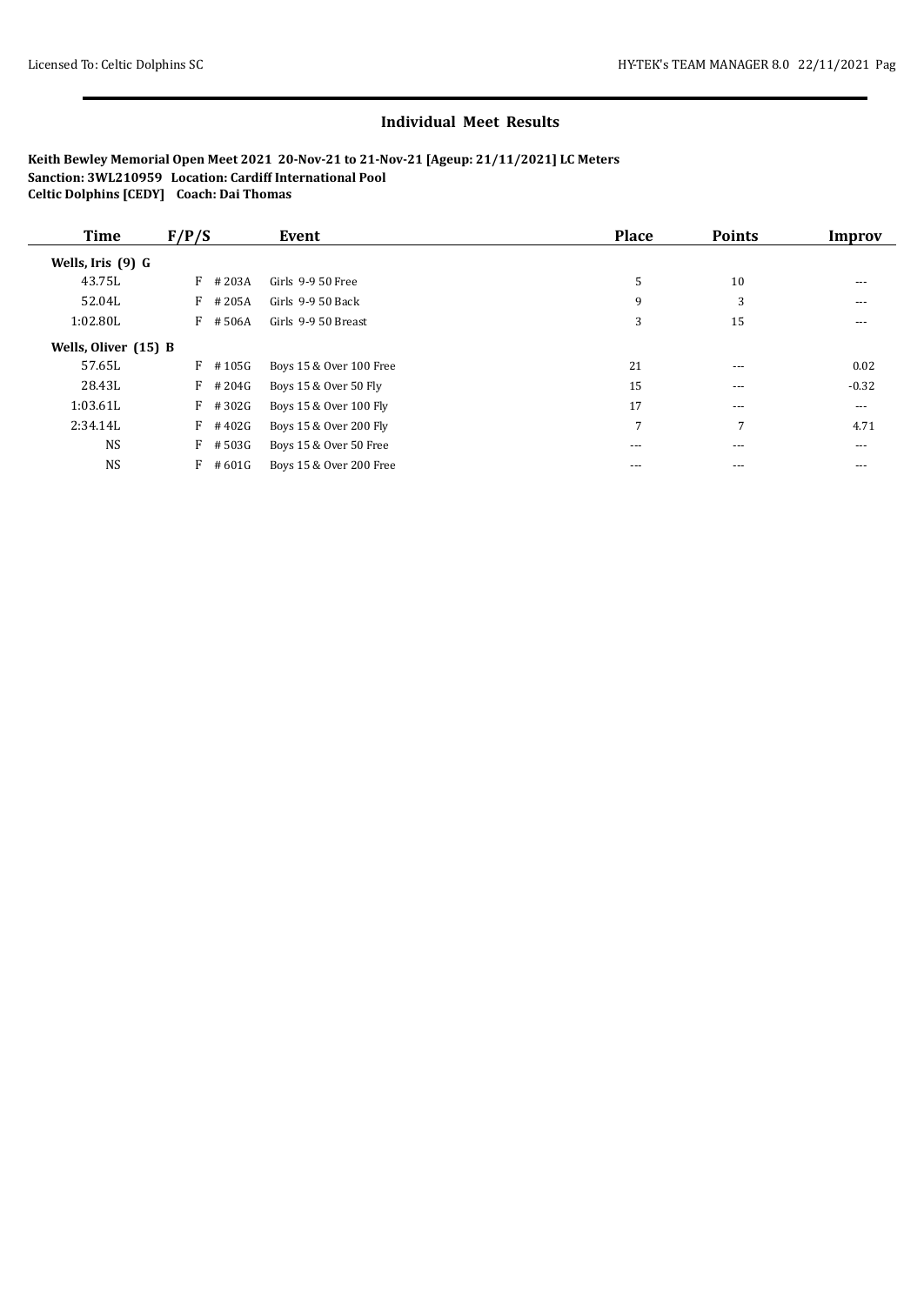## Individual Meet Results

**Keith Bewley Memorial Open Meet 2021 20-Nov-21 to 21-Nov-21 [Ageup: 21/11/2021] LC Meters**
**Sanction: 3WL210959 Location: Cardiff International Pool**
**Celtic Dolphins [CEDY] Coach: Dai Thomas**

| Time | F/P/S | | Event | Place | Points | Improv |
|---|---|---|---|---|---|---|
| **Wells, Iris (9) G** | | | | | | |
| 43.75L | F | #203A | Girls 9-9 50 Free | 5 | 10 | --- |
| 52.04L | F | #205A | Girls 9-9 50 Back | 9 | 3 | --- |
| 1:02.80L | F | #506A | Girls 9-9 50 Breast | 3 | 15 | --- |
| **Wells, Oliver (15) B** | | | | | | |
| 57.65L | F | #105G | Boys 15 & Over 100 Free | 21 | --- | 0.02 |
| 28.43L | F | #204G | Boys 15 & Over 50 Fly | 15 | --- | -0.32 |
| 1:03.61L | F | #302G | Boys 15 & Over 100 Fly | 17 | --- | --- |
| 2:34.14L | F | #402G | Boys 15 & Over 200 Fly | 7 | 7 | 4.71 |
| NS | F | #503G | Boys 15 & Over 50 Free | --- | --- | --- |
| NS | F | #601G | Boys 15 & Over 200 Free | --- | --- | --- |